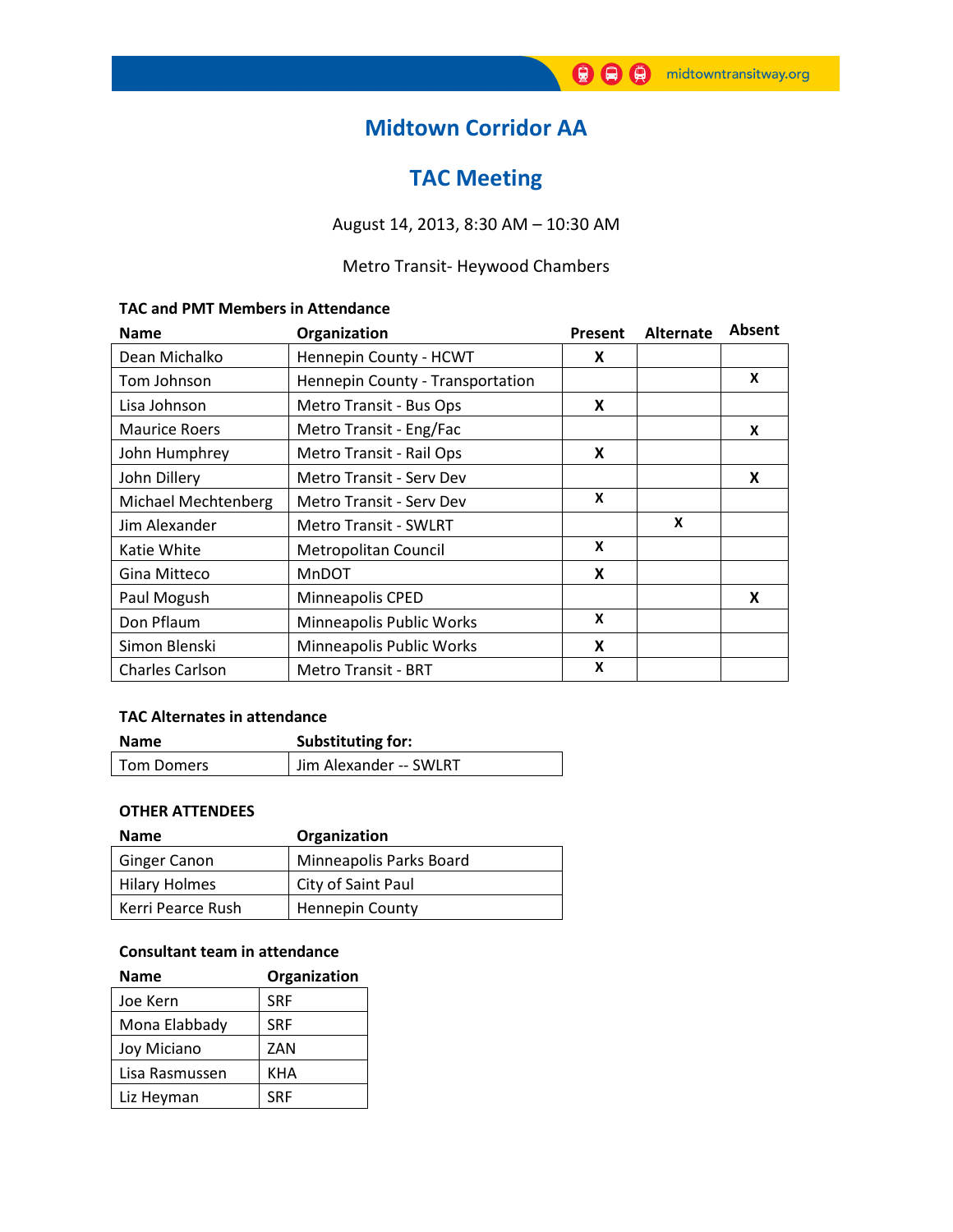# Midtown Corridor AA

## TAC Meeting

August 14, 2013, 8:30 AM – 10:30 AM

Metro Transit- Heywood Chambers

### TAC and PMT Members in Attendance

| Name | Organization | Present | Alternate | Absent |
|---|---|---|---|---|
| Dean Michalko | Hennepin County - HCWT | X | | |
| Tom Johnson | Hennepin County - Transportation | | | X |
| Lisa Johnson | Metro Transit - Bus Ops | X | | |
| Maurice Roers | Metro Transit - Eng/Fac | | | X |
| John Humphrey | Metro Transit - Rail Ops | X | | |
| John Dillery | Metro Transit - Serv Dev | | | X |
| Michael Mechtenberg | Metro Transit - Serv Dev | X | | |
| Jim Alexander | Metro Transit - SWLRT | | X | |
| Katie White | Metropolitan Council | X | | |
| Gina Mitteco | MnDOT | X | | |
| Paul Mogush | Minneapolis CPED | | | X |
| Don Pflaum | Minneapolis Public Works | X | | |
| Simon Blenski | Minneapolis Public Works | X | | |
| Charles Carlson | Metro Transit - BRT | X | | |

### TAC Alternates in attendance

| Name | Substituting for: |
|---|---|
| Tom Domers | Jim Alexander -- SWLRT |

### OTHER ATTENDEES

| Name | Organization |
|---|---|
| Ginger Canon | Minneapolis Parks Board |
| Hilary Holmes | City of Saint Paul |
| Kerri Pearce Rush | Hennepin County |

### Consultant team in attendance

| Name | Organization |
|---|---|
| Joe Kern | SRF |
| Mona Elabbady | SRF |
| Joy Miciano | ZAN |
| Lisa Rasmussen | KHA |
| Liz Heyman | SRF |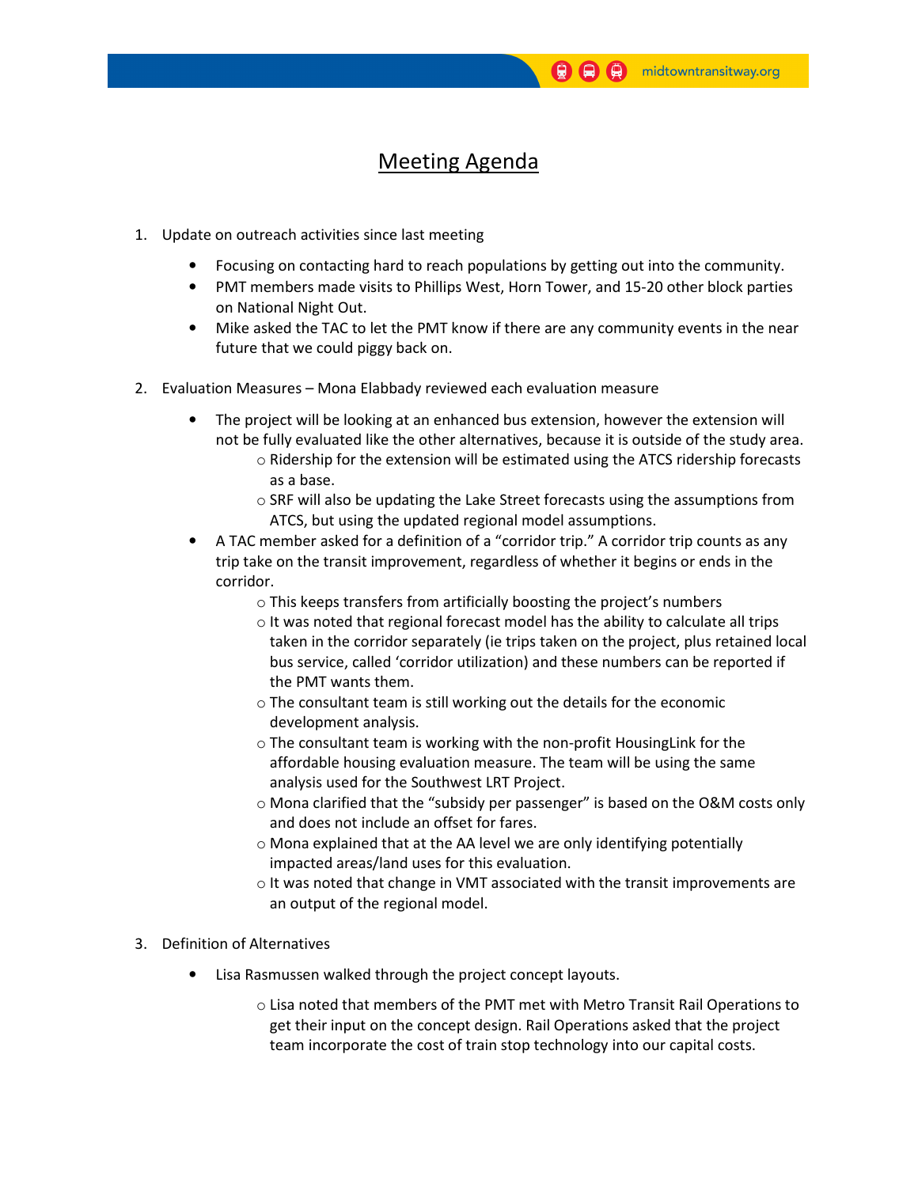# Meeting Agenda

1. Update on outreach activities since last meeting

   - Focusing on contacting hard to reach populations by getting out into the community.
   - PMT members made visits to Phillips West, Horn Tower, and 15-20 other block parties on National Night Out.
   - Mike asked the TAC to let the PMT know if there are any community events in the near future that we could piggy back on.

2. Evaluation Measures – Mona Elabbady reviewed each evaluation measure

   - The project will be looking at an enhanced bus extension, however the extension will not be fully evaluated like the other alternatives, because it is outside of the study area.
     - Ridership for the extension will be estimated using the ATCS ridership forecasts as a base.
     - SRF will also be updating the Lake Street forecasts using the assumptions from ATCS, but using the updated regional model assumptions.
   - A TAC member asked for a definition of a "corridor trip." A corridor trip counts as any trip take on the transit improvement, regardless of whether it begins or ends in the corridor.
     - This keeps transfers from artificially boosting the project's numbers
     - It was noted that regional forecast model has the ability to calculate all trips taken in the corridor separately (ie trips taken on the project, plus retained local bus service, called 'corridor utilization) and these numbers can be reported if the PMT wants them.
     - The consultant team is still working out the details for the economic development analysis.
     - The consultant team is working with the non-profit HousingLink for the affordable housing evaluation measure. The team will be using the same analysis used for the Southwest LRT Project.
     - Mona clarified that the "subsidy per passenger" is based on the O&M costs only and does not include an offset for fares.
     - Mona explained that at the AA level we are only identifying potentially impacted areas/land uses for this evaluation.
     - It was noted that change in VMT associated with the transit improvements are an output of the regional model.

3. Definition of Alternatives

   - Lisa Rasmussen walked through the project concept layouts.
     - Lisa noted that members of the PMT met with Metro Transit Rail Operations to get their input on the concept design. Rail Operations asked that the project team incorporate the cost of train stop technology into our capital costs.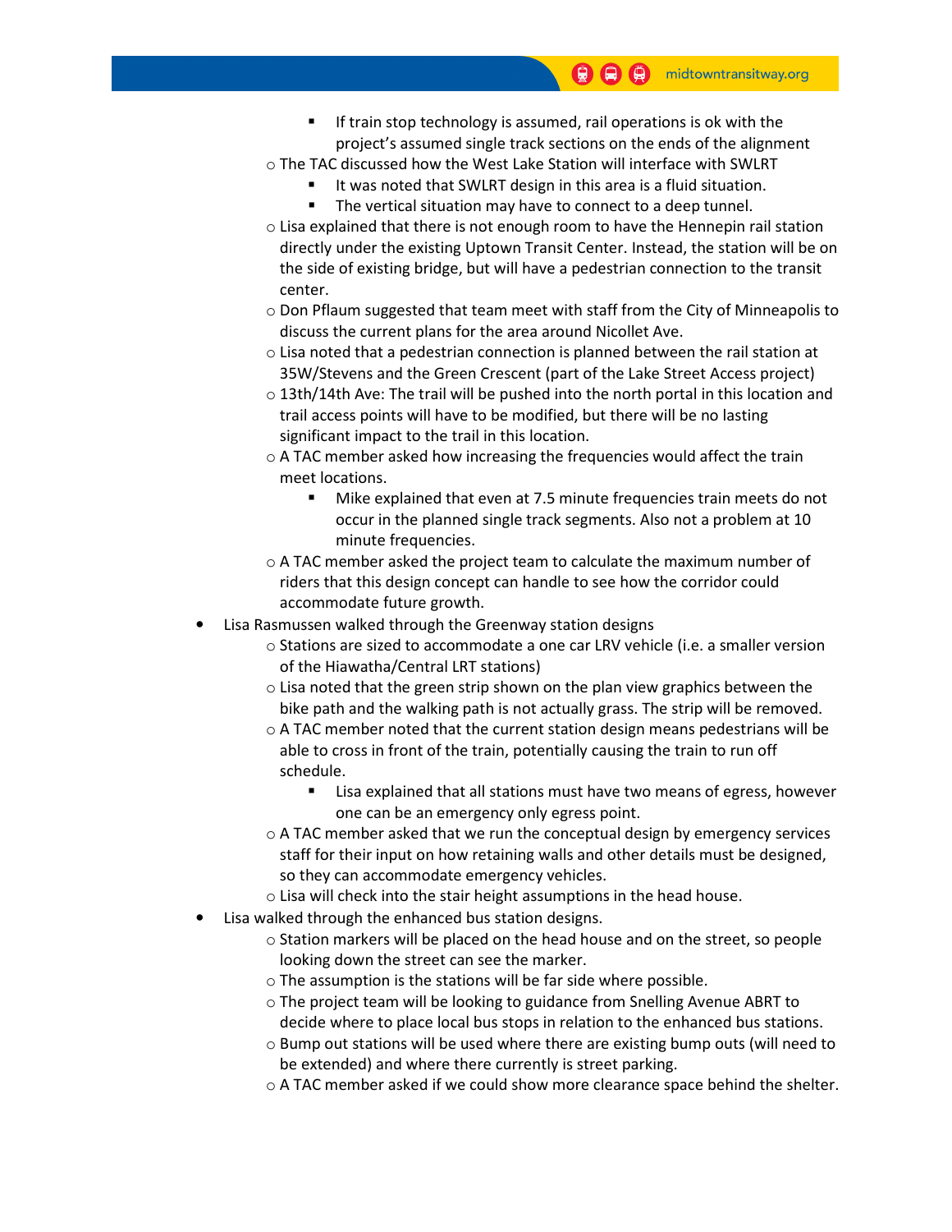- If train stop technology is assumed, rail operations is ok with the project's assumed single track sections on the ends of the alignment
    - The TAC discussed how the West Lake Station will interface with SWLRT
        - It was noted that SWLRT design in this area is a fluid situation.
        - The vertical situation may have to connect to a deep tunnel.
    - Lisa explained that there is not enough room to have the Hennepin rail station directly under the existing Uptown Transit Center. Instead, the station will be on the side of existing bridge, but will have a pedestrian connection to the transit center.
    - Don Pflaum suggested that team meet with staff from the City of Minneapolis to discuss the current plans for the area around Nicollet Ave.
    - Lisa noted that a pedestrian connection is planned between the rail station at 35W/Stevens and the Green Crescent (part of the Lake Street Access project)
    - 13th/14th Ave: The trail will be pushed into the north portal in this location and trail access points will have to be modified, but there will be no lasting significant impact to the trail in this location.
    - A TAC member asked how increasing the frequencies would affect the train meet locations.
        - Mike explained that even at 7.5 minute frequencies train meets do not occur in the planned single track segments. Also not a problem at 10 minute frequencies.
    - A TAC member asked the project team to calculate the maximum number of riders that this design concept can handle to see how the corridor could accommodate future growth.
- Lisa Rasmussen walked through the Greenway station designs
    - Stations are sized to accommodate a one car LRV vehicle (i.e. a smaller version of the Hiawatha/Central LRT stations)
    - Lisa noted that the green strip shown on the plan view graphics between the bike path and the walking path is not actually grass. The strip will be removed.
    - A TAC member noted that the current station design means pedestrians will be able to cross in front of the train, potentially causing the train to run off schedule.
        - Lisa explained that all stations must have two means of egress, however one can be an emergency only egress point.
    - A TAC member asked that we run the conceptual design by emergency services staff for their input on how retaining walls and other details must be designed, so they can accommodate emergency vehicles.
    - Lisa will check into the stair height assumptions in the head house.
- Lisa walked through the enhanced bus station designs.
    - Station markers will be placed on the head house and on the street, so people looking down the street can see the marker.
    - The assumption is the stations will be far side where possible.
    - The project team will be looking to guidance from Snelling Avenue ABRT to decide where to place local bus stops in relation to the enhanced bus stations.
    - Bump out stations will be used where there are existing bump outs (will need to be extended) and where there currently is street parking.
    - A TAC member asked if we could show more clearance space behind the shelter.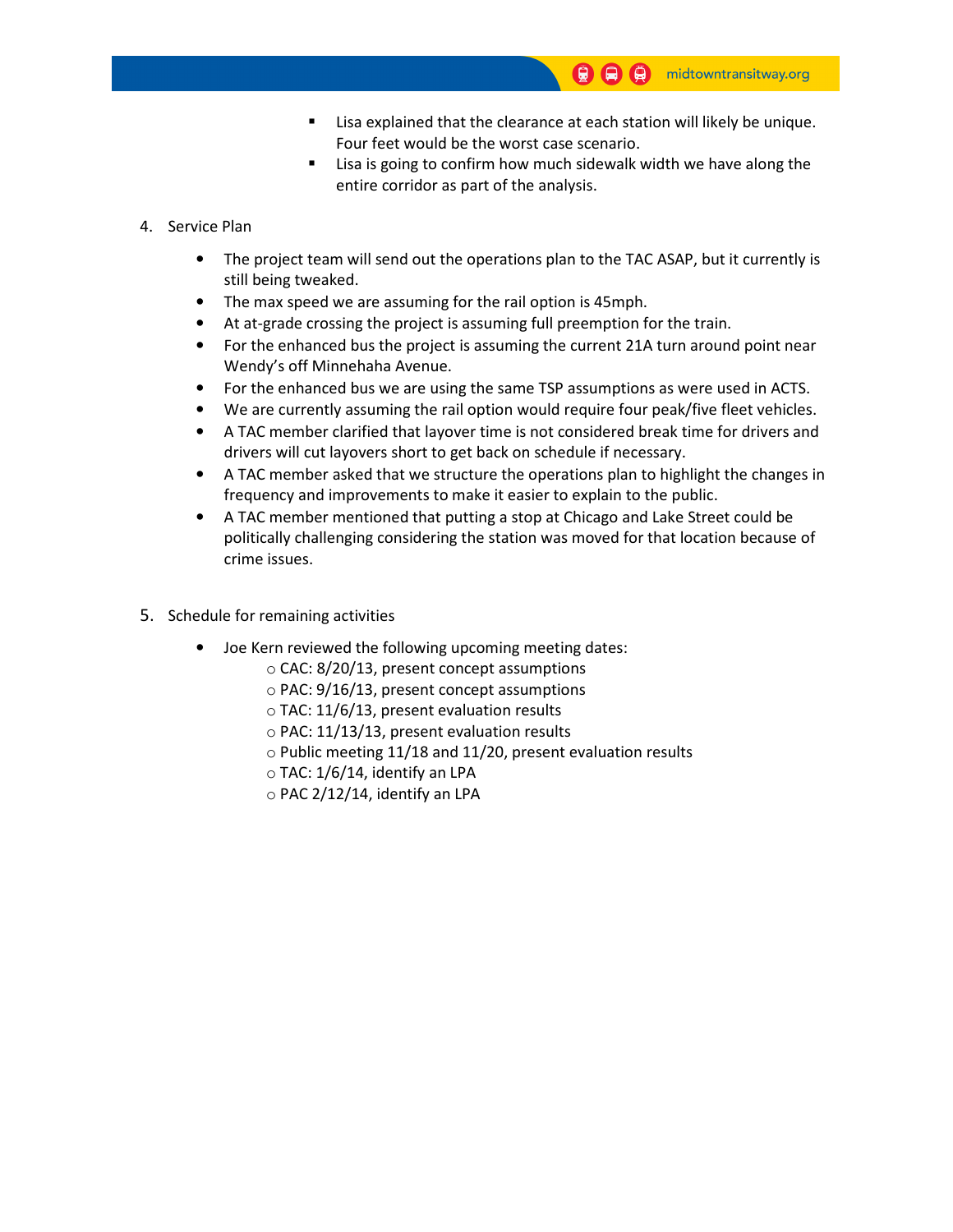- Lisa explained that the clearance at each station will likely be unique. Four feet would be the worst case scenario.
  - Lisa is going to confirm how much sidewalk width we have along the entire corridor as part of the analysis.

4. Service Plan

- The project team will send out the operations plan to the TAC ASAP, but it currently is still being tweaked.
- The max speed we are assuming for the rail option is 45mph.
- At at-grade crossing the project is assuming full preemption for the train.
- For the enhanced bus the project is assuming the current 21A turn around point near Wendy's off Minnehaha Avenue.
- For the enhanced bus we are using the same TSP assumptions as were used in ACTS.
- We are currently assuming the rail option would require four peak/five fleet vehicles.
- A TAC member clarified that layover time is not considered break time for drivers and drivers will cut layovers short to get back on schedule if necessary.
- A TAC member asked that we structure the operations plan to highlight the changes in frequency and improvements to make it easier to explain to the public.
- A TAC member mentioned that putting a stop at Chicago and Lake Street could be politically challenging considering the station was moved for that location because of crime issues.

5. Schedule for remaining activities

- Joe Kern reviewed the following upcoming meeting dates:
  - CAC: 8/20/13, present concept assumptions
  - PAC: 9/16/13, present concept assumptions
  - TAC: 11/6/13, present evaluation results
  - PAC: 11/13/13, present evaluation results
  - Public meeting 11/18 and 11/20, present evaluation results
  - TAC: 1/6/14, identify an LPA
  - PAC 2/12/14, identify an LPA